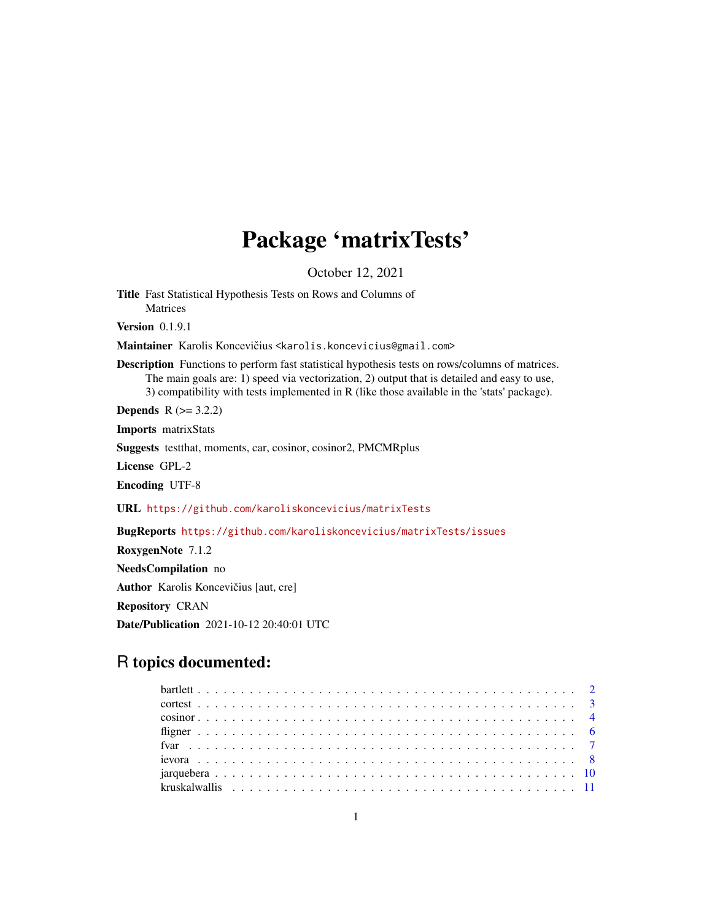# Package 'matrixTests'

October 12, 2021

**Title** Fast Statistical Hypothesis Tests on Rows and Columns of Matrices

**Version** 0.1.9.1

**Maintainer** Karolis Koncevičius <karolis.koncevicius@gmail.com>

**Description** Functions to perform fast statistical hypothesis tests on rows/columns of matrices. The main goals are: 1) speed via vectorization, 2) output that is detailed and easy to use, 3) compatibility with tests implemented in R (like those available in the 'stats' package).

**Depends** R (>= 3.2.2)

**Imports** matrixStats

**Suggests** testthat, moments, car, cosinor, cosinor2, PMCMRplus

**License** GPL-2

**Encoding** UTF-8

**URL** https://github.com/karoliskoncevicius/matrixTests

**BugReports** https://github.com/karoliskoncevicius/matrixTests/issues

**RoxygenNote** 7.1.2

**NeedsCompilation** no

**Author** Karolis Koncevičius [aut, cre]

**Repository** CRAN

**Date/Publication** 2021-10-12 20:40:01 UTC

## R topics documented:

- bartlett . . . . . . . . . . . . . . . . . . . . . . . . . . . . . . . . . . . . . . . . . . 2
- cortest . . . . . . . . . . . . . . . . . . . . . . . . . . . . . . . . . . . . . . . . . . 3
- cosinor . . . . . . . . . . . . . . . . . . . . . . . . . . . . . . . . . . . . . . . . . . 4
- fligner . . . . . . . . . . . . . . . . . . . . . . . . . . . . . . . . . . . . . . . . . . 6
- fvar . . . . . . . . . . . . . . . . . . . . . . . . . . . . . . . . . . . . . . . . . . 7
- ievora . . . . . . . . . . . . . . . . . . . . . . . . . . . . . . . . . . . . . . . . . . 8
- jarquebera . . . . . . . . . . . . . . . . . . . . . . . . . . . . . . . . . . . . . . . . 10
- kruskalwallis . . . . . . . . . . . . . . . . . . . . . . . . . . . . . . . . . . . . . . 11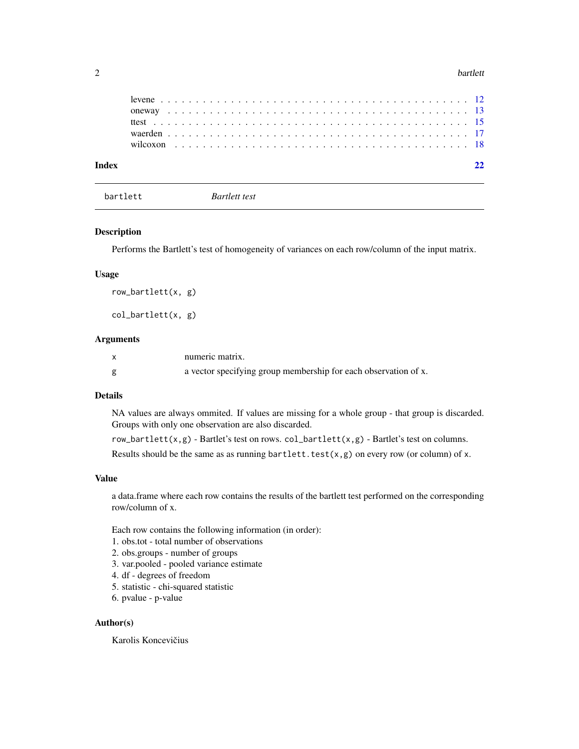levene . . . . . . . . . . . . . . . . . . . . . . . . . . . . . . . . . . . . . . . . 12
oneway . . . . . . . . . . . . . . . . . . . . . . . . . . . . . . . . . . . . . . . 13
ttest . . . . . . . . . . . . . . . . . . . . . . . . . . . . . . . . . . . . . . . . 15
waerden . . . . . . . . . . . . . . . . . . . . . . . . . . . . . . . . . . . . . . . 17
wilcoxon . . . . . . . . . . . . . . . . . . . . . . . . . . . . . . . . . . . . . . 18

**Index** **22**

---

`bartlett` *Bartlett test*

---

### Description

Performs the Bartlett's test of homogeneity of variances on each row/column of the input matrix.

### Usage

```
row_bartlett(x, g)

col_bartlett(x, g)
```

### Arguments

| | |
|---|---|
| x | numeric matrix. |
| g | a vector specifying group membership for each observation of x. |

### Details

NA values are always ommited. If values are missing for a whole group - that group is discarded. Groups with only one observation are also discarded.

`row_bartlett(x,g)` - Bartlet's test on rows. `col_bartlett(x,g)` - Bartlet's test on columns.

Results should be the same as as running `bartlett.test(x,g)` on every row (or column) of `x`.

### Value

a data.frame where each row contains the results of the bartlett test performed on the corresponding row/column of x.

Each row contains the following information (in order):
1. obs.tot - total number of observations
2. obs.groups - number of groups
3. var.pooled - pooled variance estimate
4. df - degrees of freedom
5. statistic - chi-squared statistic
6. pvalue - p-value

### Author(s)

Karolis Koncevičius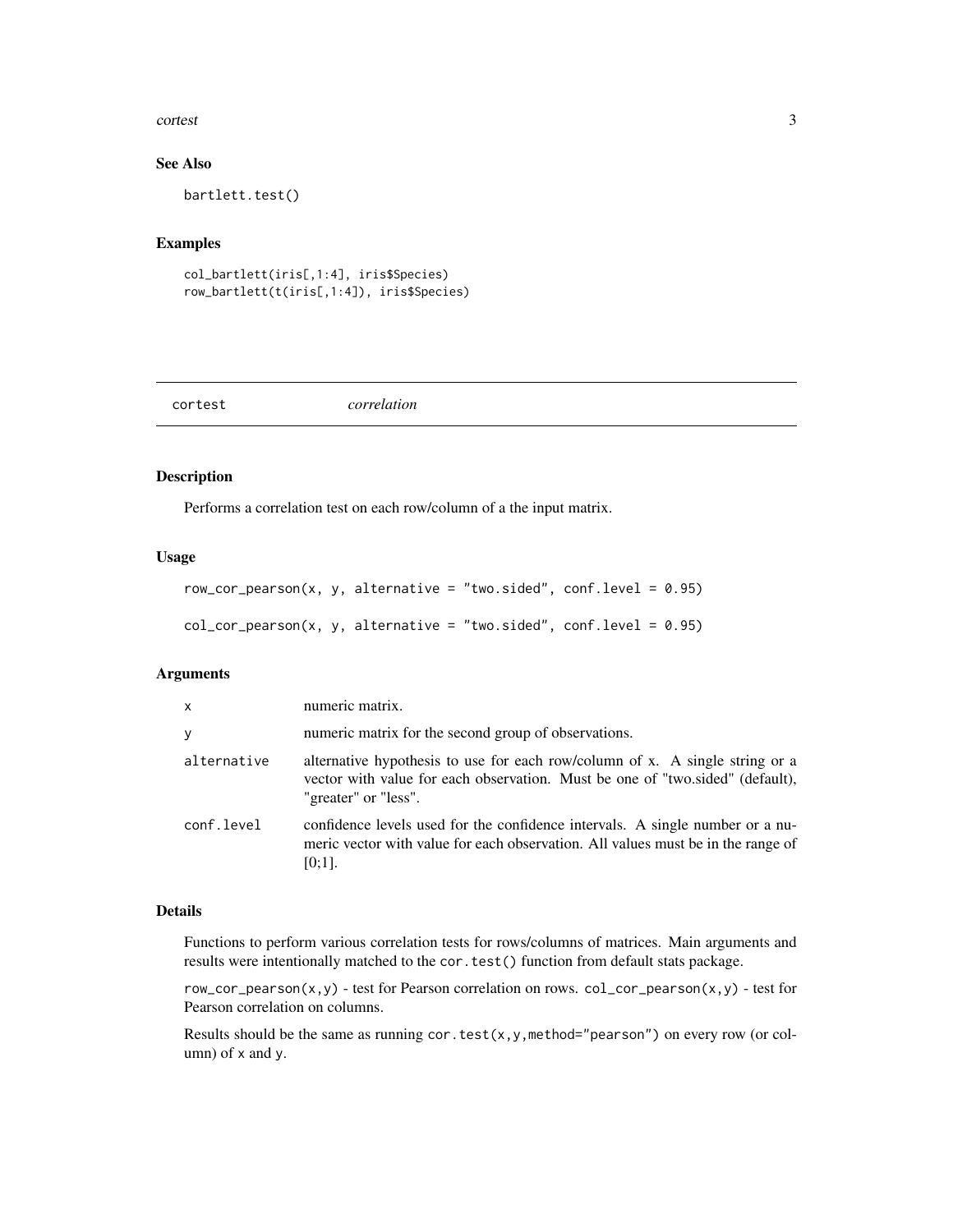### See Also

bartlett.test()

### Examples

```
col_bartlett(iris[,1:4], iris$Species)
row_bartlett(t(iris[,1:4]), iris$Species)
```

---

## cortest *correlation*

---

### Description

Performs a correlation test on each row/column of a the input matrix.

### Usage

```
row_cor_pearson(x, y, alternative = "two.sided", conf.level = 0.95)

col_cor_pearson(x, y, alternative = "two.sided", conf.level = 0.95)
```

### Arguments

| | |
|---|---|
| x | numeric matrix. |
| y | numeric matrix for the second group of observations. |
| alternative | alternative hypothesis to use for each row/column of x. A single string or a vector with value for each observation. Must be one of "two.sided" (default), "greater" or "less". |
| conf.level | confidence levels used for the confidence intervals. A single number or a numeric vector with value for each observation. All values must be in the range of [0;1]. |

### Details

Functions to perform various correlation tests for rows/columns of matrices. Main arguments and results were intentionally matched to the `cor.test()` function from default stats package.

`row_cor_pearson(x,y)` - test for Pearson correlation on rows. `col_cor_pearson(x,y)` - test for Pearson correlation on columns.

Results should be the same as running `cor.test(x,y,method="pearson")` on every row (or column) of `x` and `y`.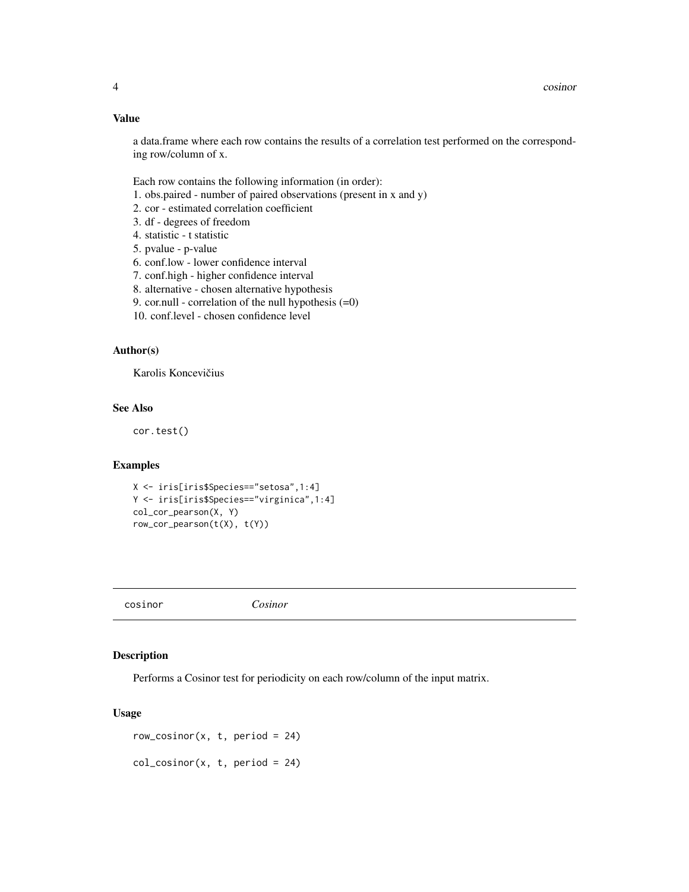### Value

a data.frame where each row contains the results of a correlation test performed on the corresponding row/column of x.

Each row contains the following information (in order):
1. obs.paired - number of paired observations (present in x and y)
2. cor - estimated correlation coefficient
3. df - degrees of freedom
4. statistic - t statistic
5. pvalue - p-value
6. conf.low - lower confidence interval
7. conf.high - higher confidence interval
8. alternative - chosen alternative hypothesis
9. cor.null - correlation of the null hypothesis (=0)
10. conf.level - chosen confidence level

### Author(s)

Karolis Koncevičius

### See Also

`cor.test()`

### Examples

```
X <- iris[iris$Species=="setosa",1:4]
Y <- iris[iris$Species=="virginica",1:4]
col_cor_pearson(X, Y)
row_cor_pearson(t(X), t(Y))
```

---

## cosinor *Cosinor*

### Description

Performs a Cosinor test for periodicity on each row/column of the input matrix.

### Usage

```
row_cosinor(x, t, period = 24)

col_cosinor(x, t, period = 24)
```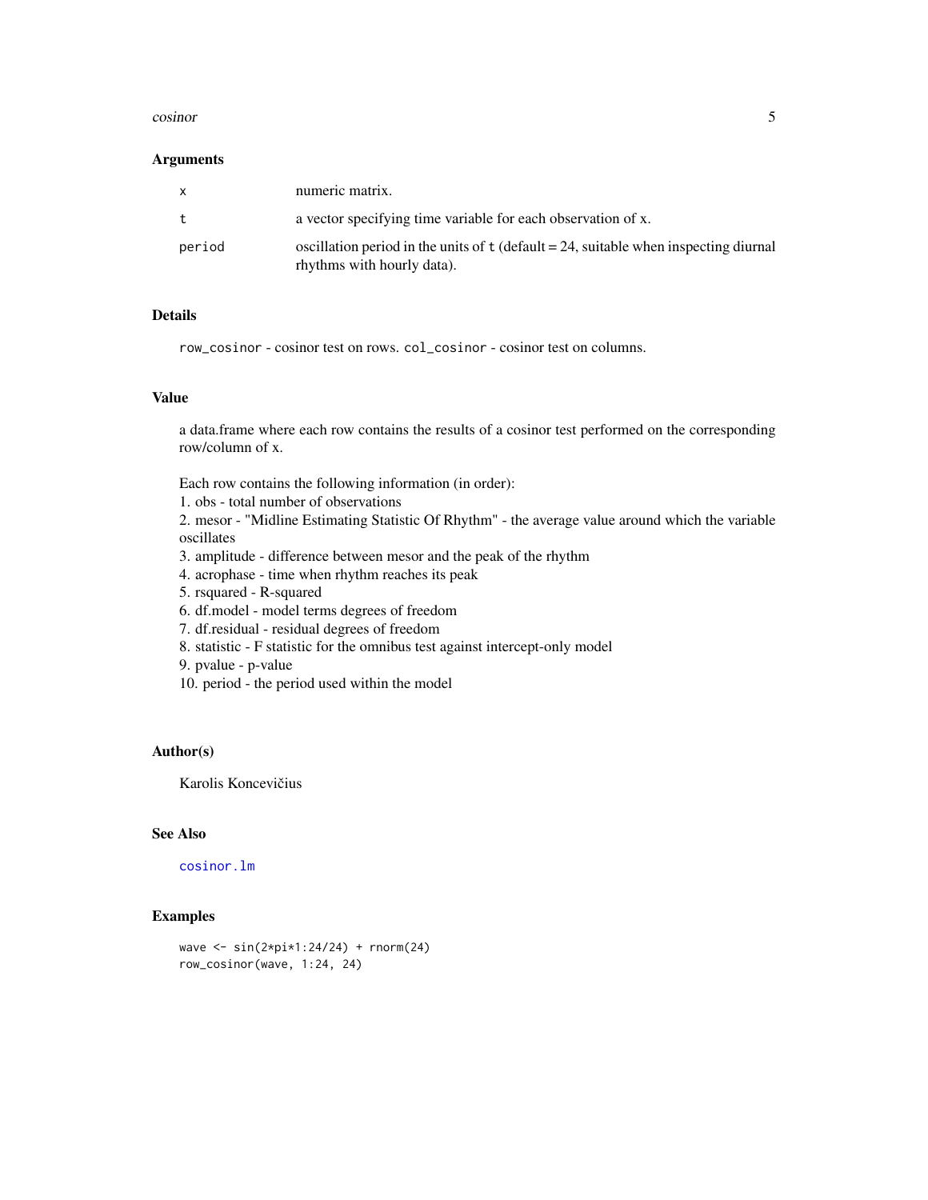### Arguments

| | |
|---|---|
| x | numeric matrix. |
| t | a vector specifying time variable for each observation of x. |
| period | oscillation period in the units of t (default = 24, suitable when inspecting diurnal rhythms with hourly data). |

### Details

row_cosinor - cosinor test on rows. col_cosinor - cosinor test on columns.

### Value

a data.frame where each row contains the results of a cosinor test performed on the corresponding row/column of x.

Each row contains the following information (in order):
1. obs - total number of observations
2. mesor - "Midline Estimating Statistic Of Rhythm" - the average value around which the variable oscillates
3. amplitude - difference between mesor and the peak of the rhythm
4. acrophase - time when rhythm reaches its peak
5. rsquared - R-squared
6. df.model - model terms degrees of freedom
7. df.residual - residual degrees of freedom
8. statistic - F statistic for the omnibus test against intercept-only model
9. pvalue - p-value
10. period - the period used within the model

### Author(s)

Karolis Koncevičius

### See Also

cosinor.lm

### Examples

```
wave <- sin(2*pi*1:24/24) + rnorm(24)
row_cosinor(wave, 1:24, 24)
```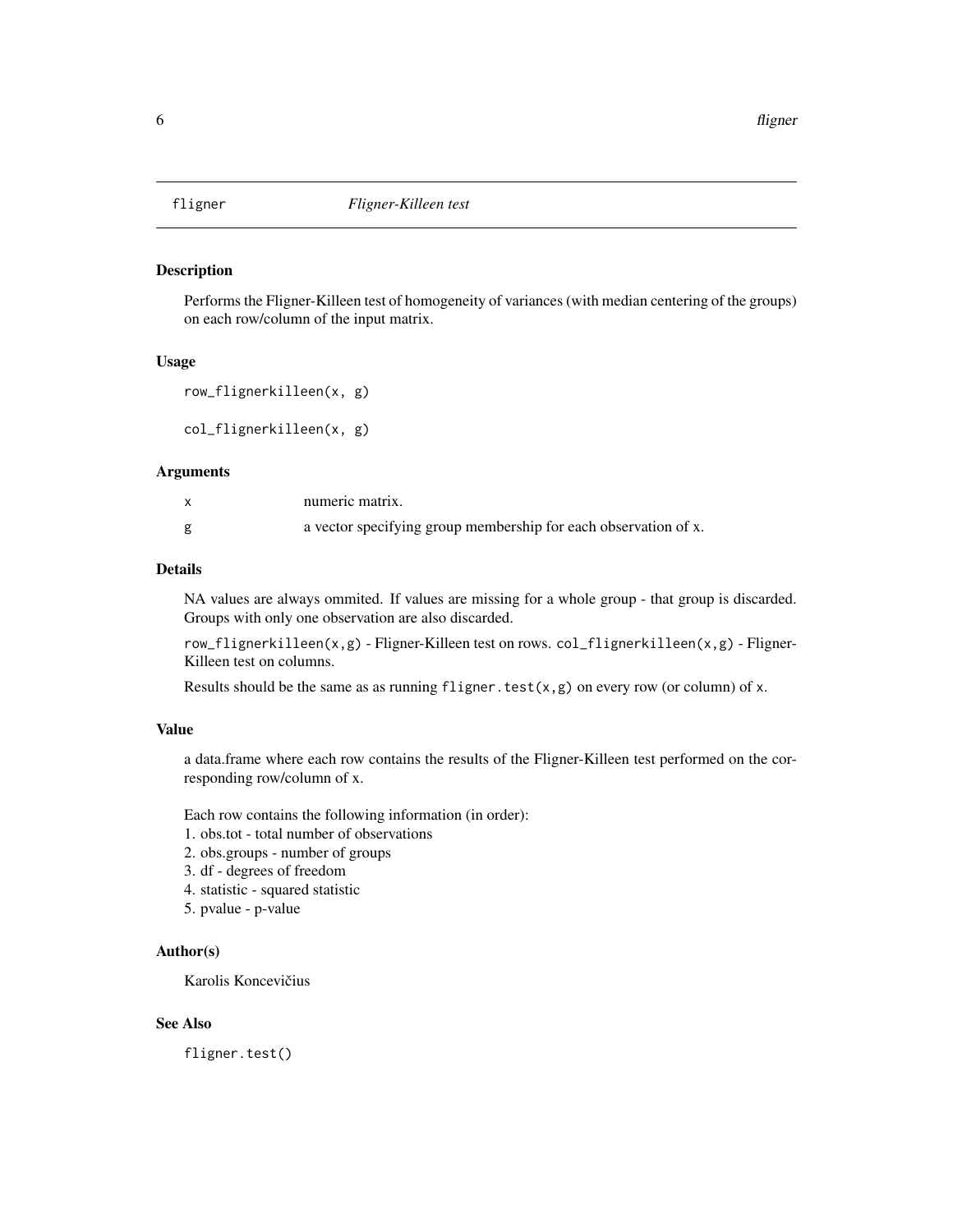# fligner *Fligner-Killeen test*

## Description

Performs the Fligner-Killeen test of homogeneity of variances (with median centering of the groups) on each row/column of the input matrix.

## Usage

```
row_flignerkilleen(x, g)

col_flignerkilleen(x, g)
```

## Arguments

| | |
|---|---|
| x | numeric matrix. |
| g | a vector specifying group membership for each observation of x. |

## Details

NA values are always ommited. If values are missing for a whole group - that group is discarded. Groups with only one observation are also discarded.

`row_flignerkilleen(x,g)` - Fligner-Killeen test on rows. `col_flignerkilleen(x,g)` - Fligner-Killeen test on columns.

Results should be the same as as running `fligner.test(x,g)` on every row (or column) of `x`.

## Value

a data.frame where each row contains the results of the Fligner-Killeen test performed on the corresponding row/column of x.

Each row contains the following information (in order):
1. obs.tot - total number of observations
2. obs.groups - number of groups
3. df - degrees of freedom
4. statistic - squared statistic
5. pvalue - p-value

## Author(s)

Karolis Koncevičius

## See Also

`fligner.test()`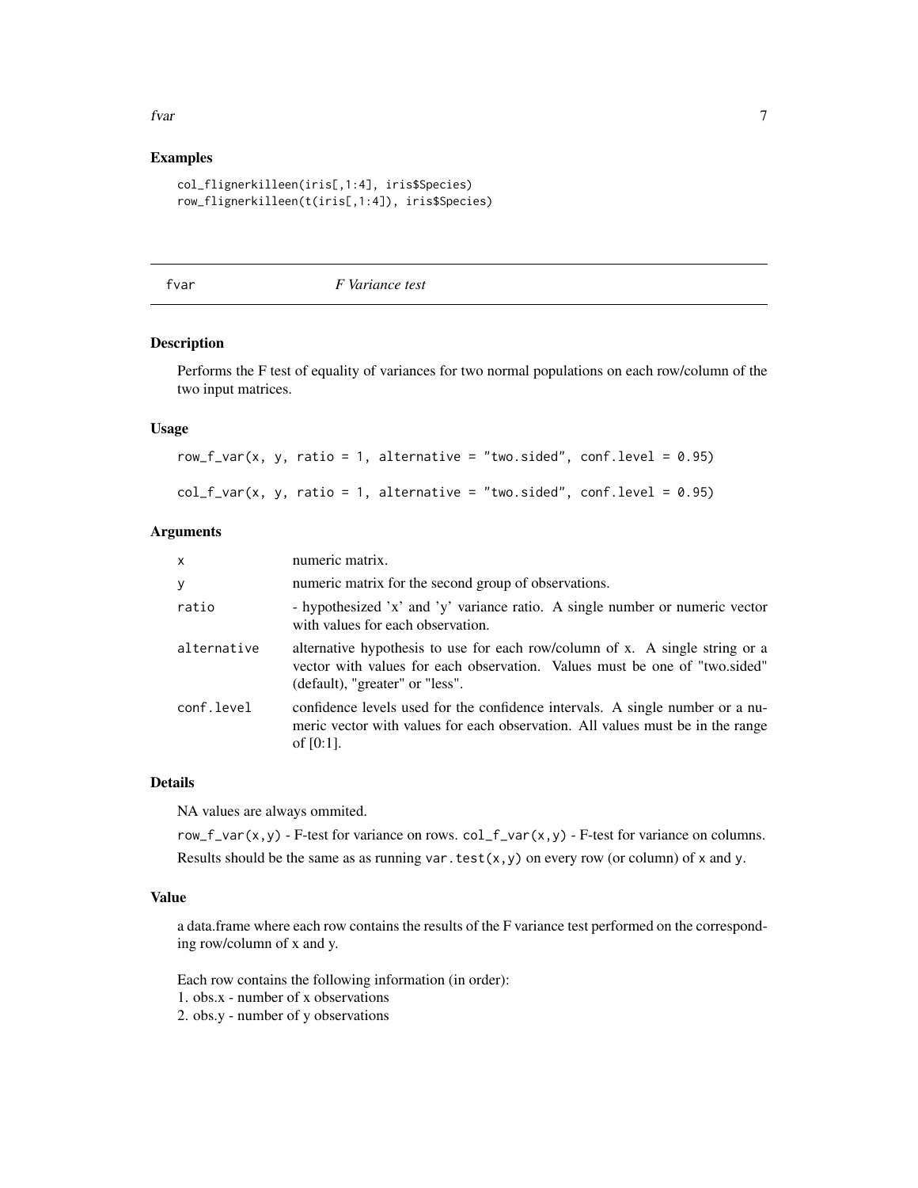## Examples

```
col_flignerkilleen(iris[,1:4], iris$Species)
row_flignerkilleen(t(iris[,1:4]), iris$Species)
```

---

# fvar — *F Variance test*

---

### Description

Performs the F test of equality of variances for two normal populations on each row/column of the two input matrices.

### Usage

```
row_f_var(x, y, ratio = 1, alternative = "two.sided", conf.level = 0.95)

col_f_var(x, y, ratio = 1, alternative = "two.sided", conf.level = 0.95)
```

### Arguments

| | |
|---|---|
| x | numeric matrix. |
| y | numeric matrix for the second group of observations. |
| ratio | - hypothesized 'x' and 'y' variance ratio. A single number or numeric vector with values for each observation. |
| alternative | alternative hypothesis to use for each row/column of x. A single string or a vector with values for each observation. Values must be one of "two.sided" (default), "greater" or "less". |
| conf.level | confidence levels used for the confidence intervals. A single number or a numeric vector with values for each observation. All values must be in the range of [0:1]. |

### Details

NA values are always ommited.

`row_f_var(x,y)` - F-test for variance on rows. `col_f_var(x,y)` - F-test for variance on columns.

Results should be the same as as running `var.test(x,y)` on every row (or column) of `x` and `y`.

### Value

a data.frame where each row contains the results of the F variance test performed on the corresponding row/column of x and y.

Each row contains the following information (in order):
1. obs.x - number of x observations
2. obs.y - number of y observations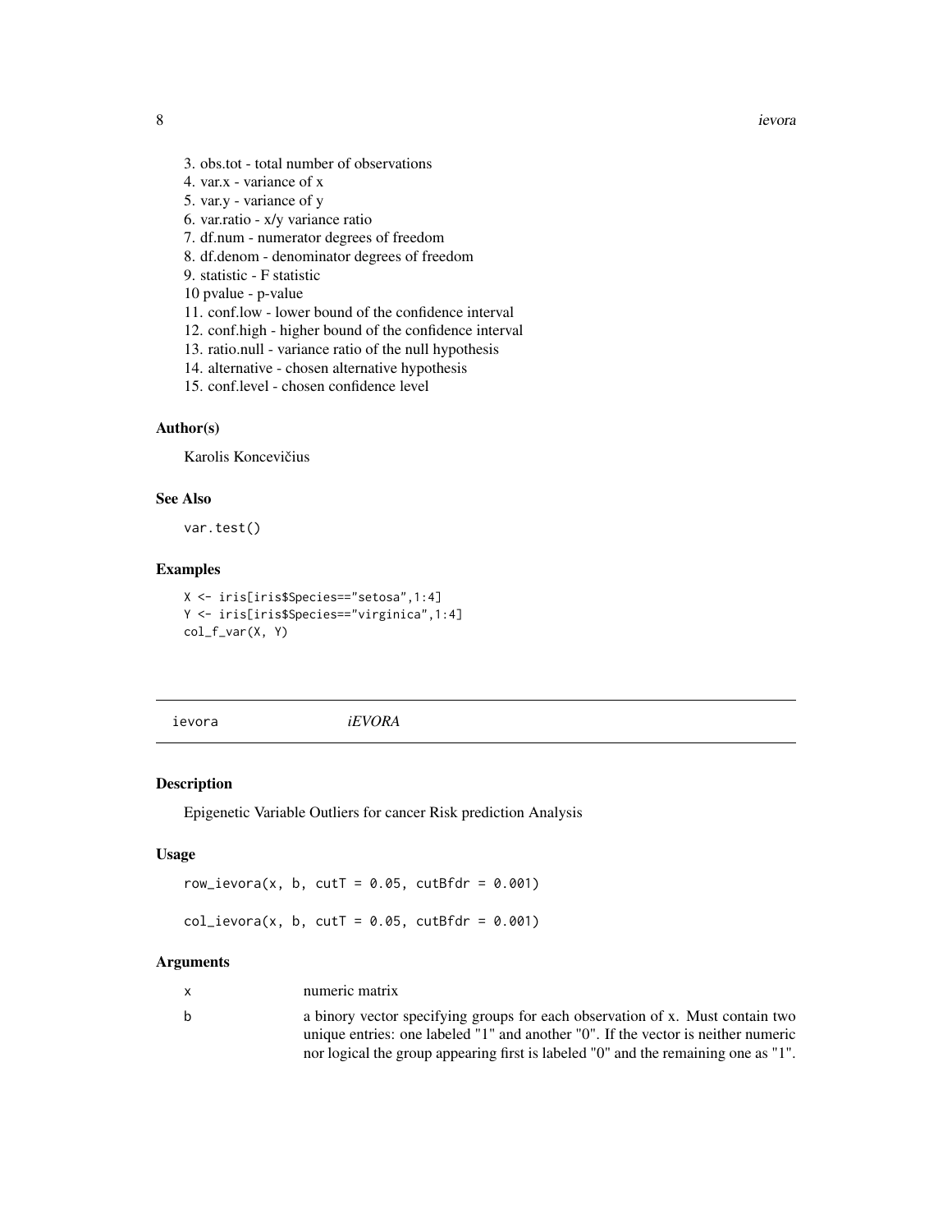3. obs.tot - total number of observations
4. var.x - variance of x
5. var.y - variance of y
6. var.ratio - x/y variance ratio
7. df.num - numerator degrees of freedom
8. df.denom - denominator degrees of freedom
9. statistic - F statistic
10 pvalue - p-value
11. conf.low - lower bound of the confidence interval
12. conf.high - higher bound of the confidence interval
13. ratio.null - variance ratio of the null hypothesis
14. alternative - chosen alternative hypothesis
15. conf.level - chosen confidence level

### Author(s)

Karolis Koncevičius

### See Also

`var.test()`

### Examples

```
X <- iris[iris$Species=="setosa",1:4]
Y <- iris[iris$Species=="virginica",1:4]
col_f_var(X, Y)
```

---

## ievora *iEVORA*

### Description

Epigenetic Variable Outliers for cancer Risk prediction Analysis

### Usage

```
row_ievora(x, b, cutT = 0.05, cutBfdr = 0.001)

col_ievora(x, b, cutT = 0.05, cutBfdr = 0.001)
```

### Arguments

| | |
|---|---|
| x | numeric matrix |
| b | a binory vector specifying groups for each observation of x. Must contain two unique entries: one labeled "1" and another "0". If the vector is neither numeric nor logical the group appearing first is labeled "0" and the remaining one as "1". |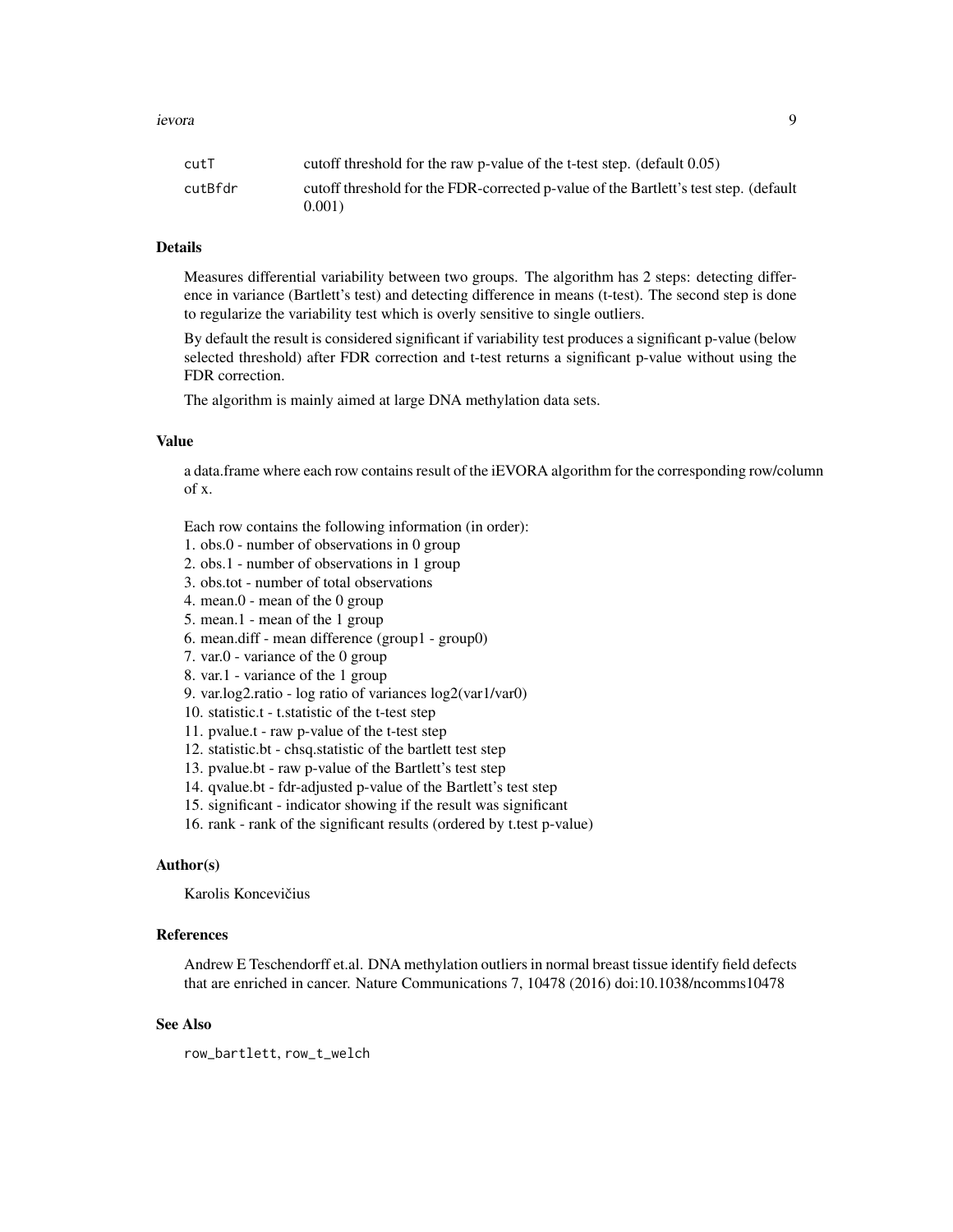| | |
|---|---|
| `cutT` | cutoff threshold for the raw p-value of the t-test step. (default 0.05) |
| `cutBfdr` | cutoff threshold for the FDR-corrected p-value of the Bartlett's test step. (default 0.001) |

### Details

Measures differential variability between two groups. The algorithm has 2 steps: detecting difference in variance (Bartlett's test) and detecting difference in means (t-test). The second step is done to regularize the variability test which is overly sensitive to single outliers.

By default the result is considered significant if variability test produces a significant p-value (below selected threshold) after FDR correction and t-test returns a significant p-value without using the FDR correction.

The algorithm is mainly aimed at large DNA methylation data sets.

### Value

a data.frame where each row contains result of the iEVORA algorithm for the corresponding row/column of x.

Each row contains the following information (in order):
1. obs.0 - number of observations in 0 group
2. obs.1 - number of observations in 1 group
3. obs.tot - number of total observations
4. mean.0 - mean of the 0 group
5. mean.1 - mean of the 1 group
6. mean.diff - mean difference (group1 - group0)
7. var.0 - variance of the 0 group
8. var.1 - variance of the 1 group
9. var.log2.ratio - log ratio of variances log2(var1/var0)
10. statistic.t - t.statistic of the t-test step
11. pvalue.t - raw p-value of the t-test step
12. statistic.bt - chsq.statistic of the bartlett test step
13. pvalue.bt - raw p-value of the Bartlett's test step
14. qvalue.bt - fdr-adjusted p-value of the Bartlett's test step
15. significant - indicator showing if the result was significant
16. rank - rank of the significant results (ordered by t.test p-value)

### Author(s)

Karolis Koncevičius

### References

Andrew E Teschendorff et.al. DNA methylation outliers in normal breast tissue identify field defects that are enriched in cancer. Nature Communications 7, 10478 (2016) doi:10.1038/ncomms10478

### See Also

`row_bartlett`, `row_t_welch`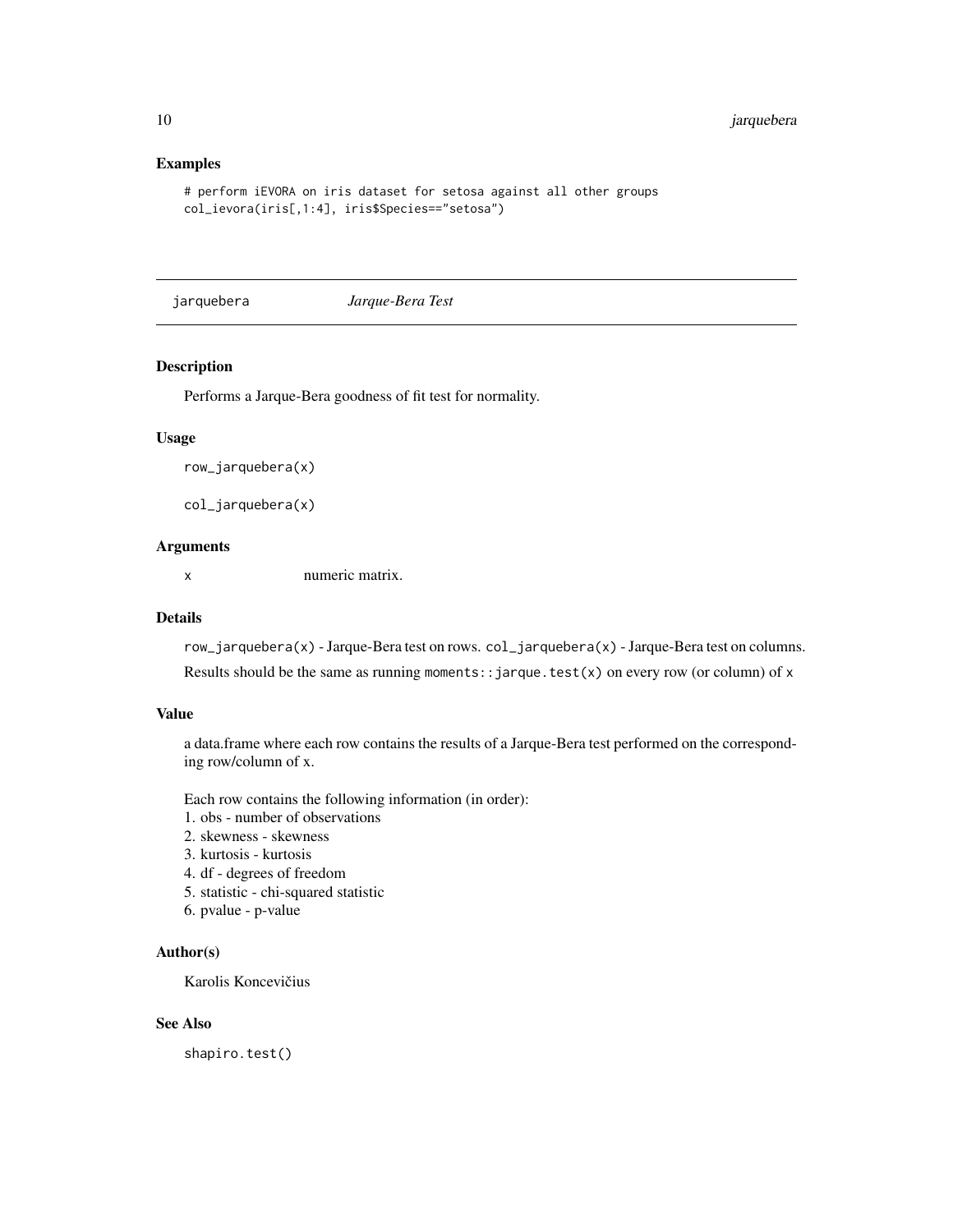## Examples

```
# perform iEVORA on iris dataset for setosa against all other groups
col_ievora(iris[,1:4], iris$Species=="setosa")
```

---

jarquebera *Jarque-Bera Test*

---

## Description

Performs a Jarque-Bera goodness of fit test for normality.

## Usage

```
row_jarquebera(x)

col_jarquebera(x)
```

## Arguments

| | |
|---|---|
| x | numeric matrix. |

## Details

`row_jarquebera(x)` - Jarque-Bera test on rows. `col_jarquebera(x)` - Jarque-Bera test on columns.

Results should be the same as running `moments::jarque.test(x)` on every row (or column) of `x`

## Value

a data.frame where each row contains the results of a Jarque-Bera test performed on the corresponding row/column of x.

Each row contains the following information (in order):
1. obs - number of observations
2. skewness - skewness
3. kurtosis - kurtosis
4. df - degrees of freedom
5. statistic - chi-squared statistic
6. pvalue - p-value

## Author(s)

Karolis Koncevičius

## See Also

`shapiro.test()`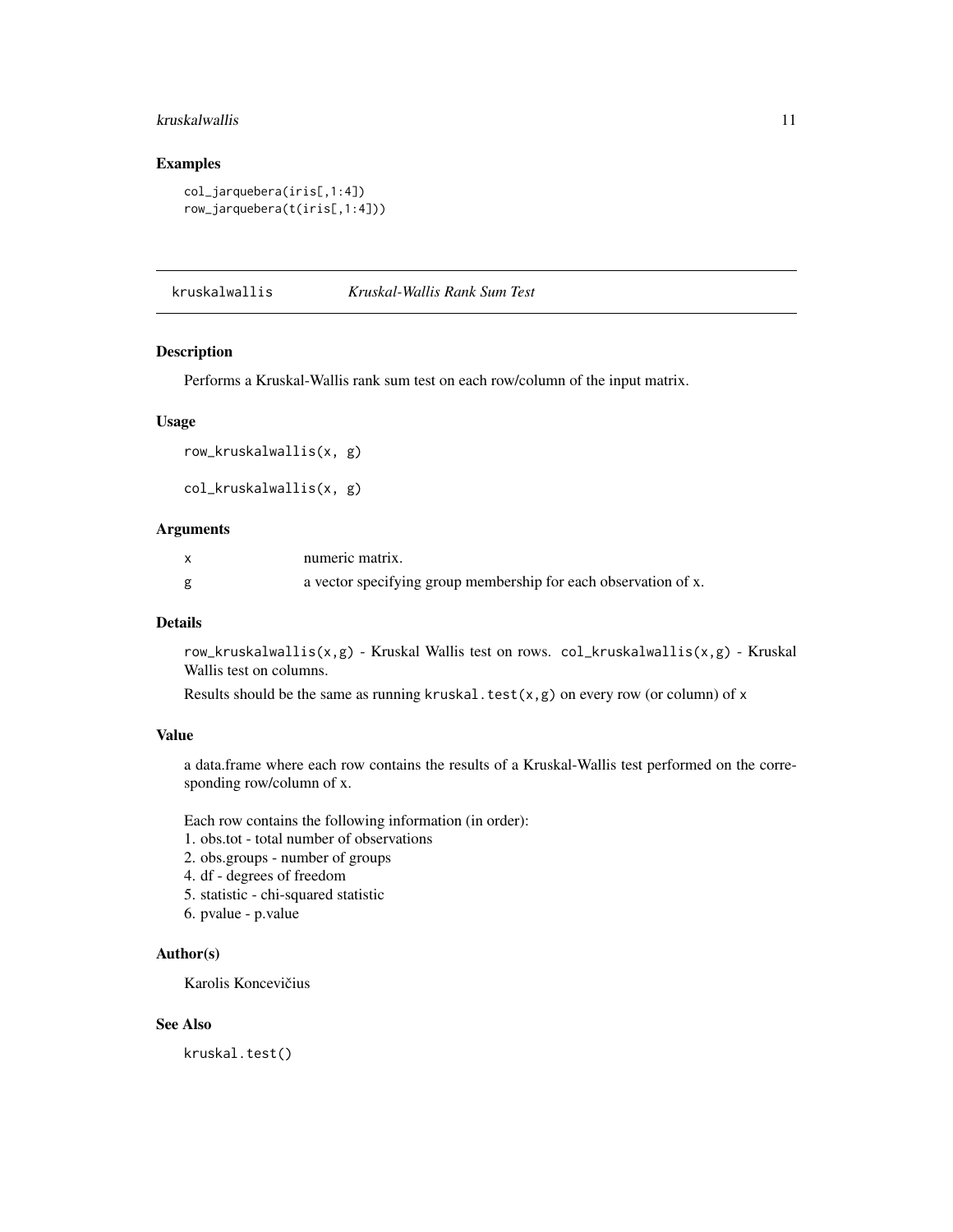### Examples

```
col_jarquebera(iris[,1:4])
row_jarquebera(t(iris[,1:4]))
```

---

## kruskalwallis *Kruskal-Wallis Rank Sum Test*

---

### Description

Performs a Kruskal-Wallis rank sum test on each row/column of the input matrix.

### Usage

```
row_kruskalwallis(x, g)

col_kruskalwallis(x, g)
```

### Arguments

| | |
|---|---|
| x | numeric matrix. |
| g | a vector specifying group membership for each observation of x. |

### Details

`row_kruskalwallis(x,g)` - Kruskal Wallis test on rows. `col_kruskalwallis(x,g)` - Kruskal Wallis test on columns.

Results should be the same as running `kruskal.test(x,g)` on every row (or column) of `x`

### Value

a data.frame where each row contains the results of a Kruskal-Wallis test performed on the corresponding row/column of x.

Each row contains the following information (in order):
1. obs.tot - total number of observations
2. obs.groups - number of groups
4. df - degrees of freedom
5. statistic - chi-squared statistic
6. pvalue - p.value

### Author(s)

Karolis Koncevičius

### See Also

`kruskal.test()`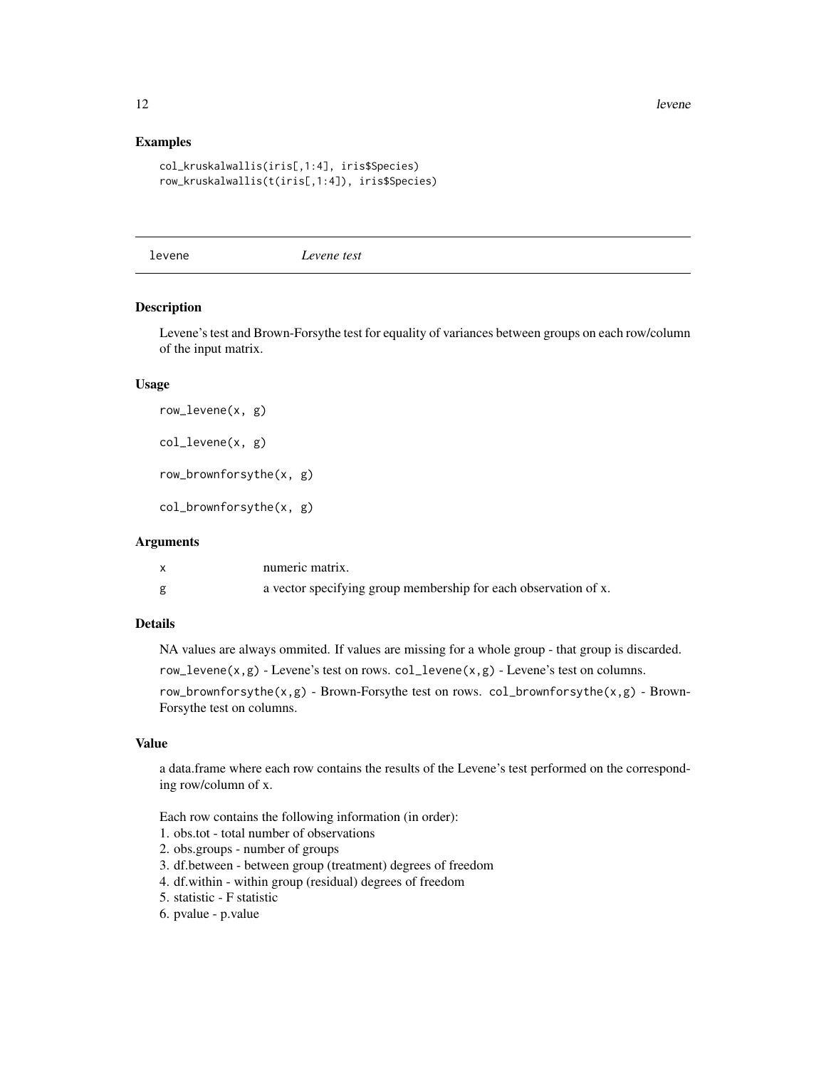## Examples

```
col_kruskalwallis(iris[,1:4], iris$Species)
row_kruskalwallis(t(iris[,1:4]), iris$Species)
```

---

# levene *Levene test*

---

## Description

Levene's test and Brown-Forsythe test for equality of variances between groups on each row/column of the input matrix.

## Usage

```
row_levene(x, g)

col_levene(x, g)

row_brownforsythe(x, g)

col_brownforsythe(x, g)
```

## Arguments

| | |
|---|---|
| x | numeric matrix. |
| g | a vector specifying group membership for each observation of x. |

## Details

NA values are always ommited. If values are missing for a whole group - that group is discarded.

`row_levene(x,g)` - Levene's test on rows. `col_levene(x,g)` - Levene's test on columns.

`row_brownforsythe(x,g)` - Brown-Forsythe test on rows. `col_brownforsythe(x,g)` - Brown-Forsythe test on columns.

## Value

a data.frame where each row contains the results of the Levene's test performed on the corresponding row/column of x.

Each row contains the following information (in order):
1. obs.tot - total number of observations
2. obs.groups - number of groups
3. df.between - between group (treatment) degrees of freedom
4. df.within - within group (residual) degrees of freedom
5. statistic - F statistic
6. pvalue - p.value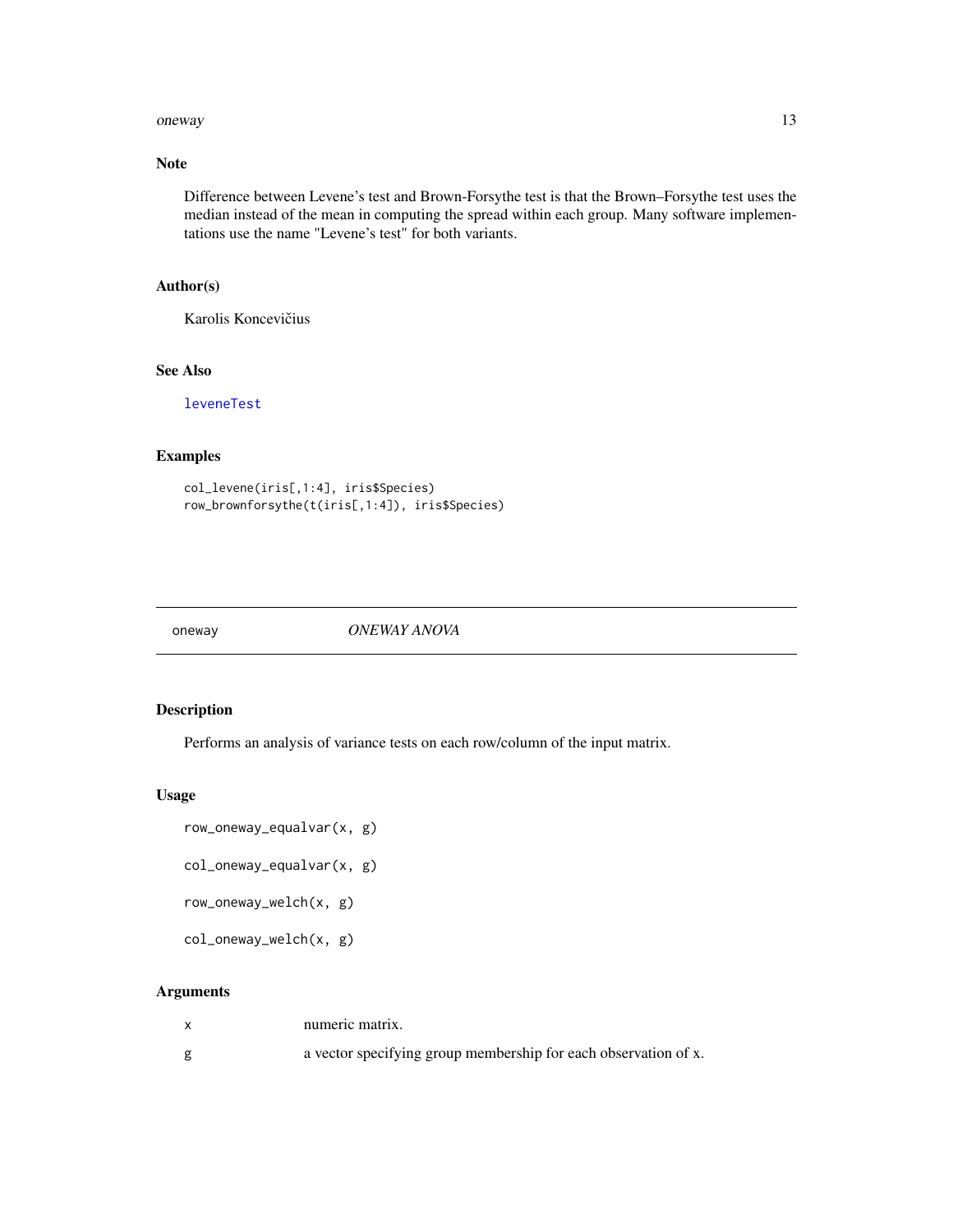### Note

Difference between Levene's test and Brown-Forsythe test is that the Brown–Forsythe test uses the median instead of the mean in computing the spread within each group. Many software implementations use the name "Levene's test" for both variants.

### Author(s)

Karolis Koncevičius

### See Also

leveneTest

### Examples

```
col_levene(iris[,1:4], iris$Species)
row_brownforsythe(t(iris[,1:4]), iris$Species)
```

---

## oneway *ONEWAY ANOVA*

---

### Description

Performs an analysis of variance tests on each row/column of the input matrix.

### Usage

```
row_oneway_equalvar(x, g)

col_oneway_equalvar(x, g)

row_oneway_welch(x, g)

col_oneway_welch(x, g)
```

### Arguments

| | |
|---|---|
| x | numeric matrix. |
| g | a vector specifying group membership for each observation of x. |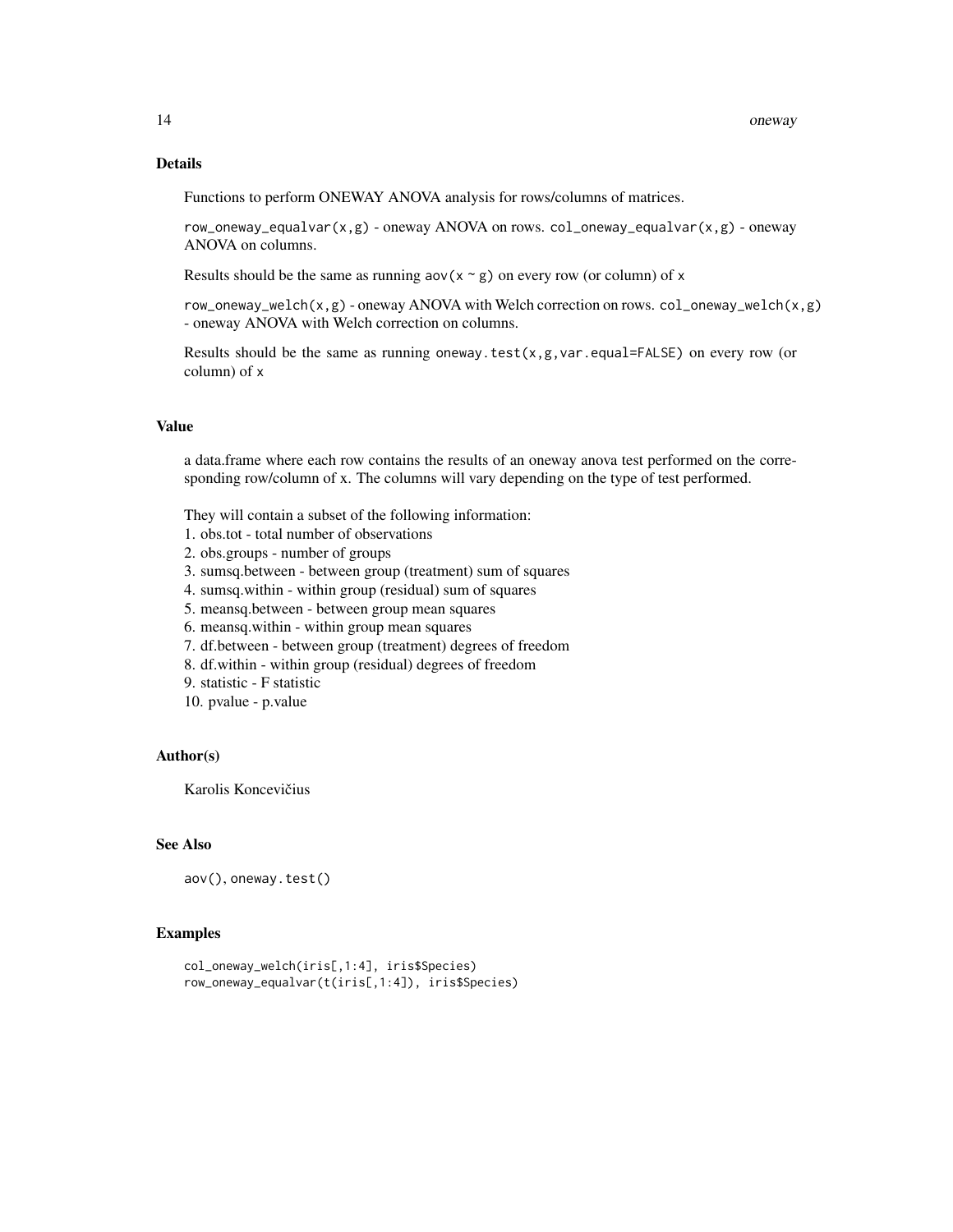## Details

Functions to perform ONEWAY ANOVA analysis for rows/columns of matrices.

`row_oneway_equalvar(x,g)` - oneway ANOVA on rows. `col_oneway_equalvar(x,g)` - oneway ANOVA on columns.

Results should be the same as running `aov(x ~ g)` on every row (or column) of `x`

`row_oneway_welch(x,g)` - oneway ANOVA with Welch correction on rows. `col_oneway_welch(x,g)` - oneway ANOVA with Welch correction on columns.

Results should be the same as running `oneway.test(x,g,var.equal=FALSE)` on every row (or column) of `x`

## Value

a data.frame where each row contains the results of an oneway anova test performed on the corresponding row/column of x. The columns will vary depending on the type of test performed.

They will contain a subset of the following information:
1. obs.tot - total number of observations
2. obs.groups - number of groups
3. sumsq.between - between group (treatment) sum of squares
4. sumsq.within - within group (residual) sum of squares
5. meansq.between - between group mean squares
6. meansq.within - within group mean squares
7. df.between - between group (treatment) degrees of freedom
8. df.within - within group (residual) degrees of freedom
9. statistic - F statistic
10. pvalue - p.value

## Author(s)

Karolis Koncevičius

## See Also

`aov()`, `oneway.test()`

## Examples

```
col_oneway_welch(iris[,1:4], iris$Species)
row_oneway_equalvar(t(iris[,1:4]), iris$Species)
```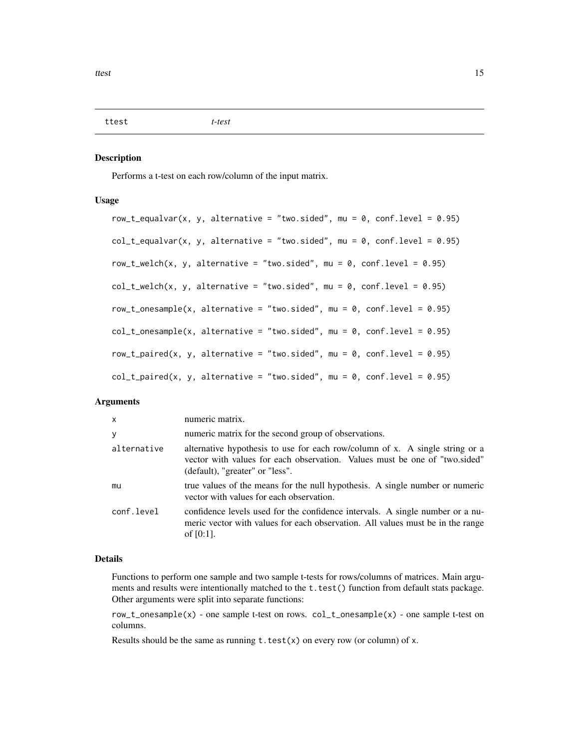## ttest — *t-test*

### Description

Performs a t-test on each row/column of the input matrix.

### Usage

```
row_t_equalvar(x, y, alternative = "two.sided", mu = 0, conf.level = 0.95)

col_t_equalvar(x, y, alternative = "two.sided", mu = 0, conf.level = 0.95)

row_t_welch(x, y, alternative = "two.sided", mu = 0, conf.level = 0.95)

col_t_welch(x, y, alternative = "two.sided", mu = 0, conf.level = 0.95)

row_t_onesample(x, alternative = "two.sided", mu = 0, conf.level = 0.95)

col_t_onesample(x, alternative = "two.sided", mu = 0, conf.level = 0.95)

row_t_paired(x, y, alternative = "two.sided", mu = 0, conf.level = 0.95)

col_t_paired(x, y, alternative = "two.sided", mu = 0, conf.level = 0.95)
```

### Arguments

| | |
|---|---|
| `x` | numeric matrix. |
| `y` | numeric matrix for the second group of observations. |
| `alternative` | alternative hypothesis to use for each row/column of x. A single string or a vector with values for each observation. Values must be one of "two.sided" (default), "greater" or "less". |
| `mu` | true values of the means for the null hypothesis. A single number or numeric vector with values for each observation. |
| `conf.level` | confidence levels used for the confidence intervals. A single number or a numeric vector with values for each observation. All values must be in the range of [0:1]. |

### Details

Functions to perform one sample and two sample t-tests for rows/columns of matrices. Main arguments and results were intentionally matched to the `t.test()` function from default stats package. Other arguments were split into separate functions:

`row_t_onesample(x)` - one sample t-test on rows. `col_t_onesample(x)` - one sample t-test on columns.

Results should be the same as running `t.test(x)` on every row (or column) of `x`.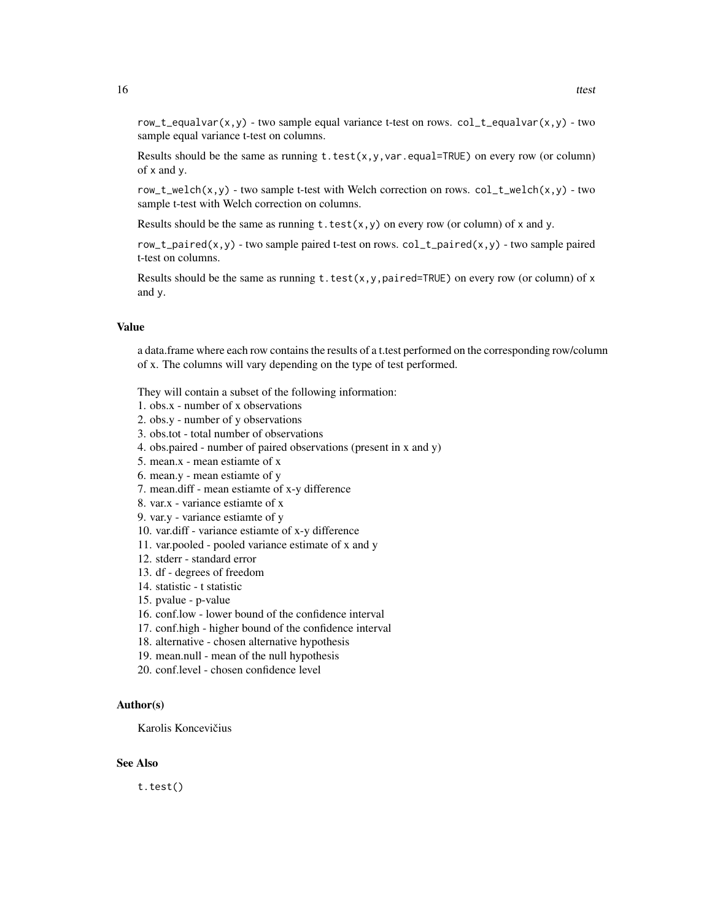`row_t_equalvar(x,y)` - two sample equal variance t-test on rows. `col_t_equalvar(x,y)` - two sample equal variance t-test on columns.

Results should be the same as running `t.test(x,y,var.equal=TRUE)` on every row (or column) of `x` and `y`.

`row_t_welch(x,y)` - two sample t-test with Welch correction on rows. `col_t_welch(x,y)` - two sample t-test with Welch correction on columns.

Results should be the same as running `t.test(x,y)` on every row (or column) of `x` and `y`.

`row_t_paired(x,y)` - two sample paired t-test on rows. `col_t_paired(x,y)` - two sample paired t-test on columns.

Results should be the same as running `t.test(x,y,paired=TRUE)` on every row (or column) of `x` and `y`.

## Value

a data.frame where each row contains the results of a t.test performed on the corresponding row/column of x. The columns will vary depending on the type of test performed.

They will contain a subset of the following information:

1. obs.x - number of x observations
2. obs.y - number of y observations
3. obs.tot - total number of observations
4. obs.paired - number of paired observations (present in x and y)
5. mean.x - mean estiamte of x
6. mean.y - mean estiamte of y
7. mean.diff - mean estiamte of x-y difference
8. var.x - variance estiamte of x
9. var.y - variance estiamte of y
10. var.diff - variance estiamte of x-y difference
11. var.pooled - pooled variance estimate of x and y
12. stderr - standard error
13. df - degrees of freedom
14. statistic - t statistic
15. pvalue - p-value
16. conf.low - lower bound of the confidence interval
17. conf.high - higher bound of the confidence interval
18. alternative - chosen alternative hypothesis
19. mean.null - mean of the null hypothesis
20. conf.level - chosen confidence level

## Author(s)

Karolis Koncevičius

## See Also

`t.test()`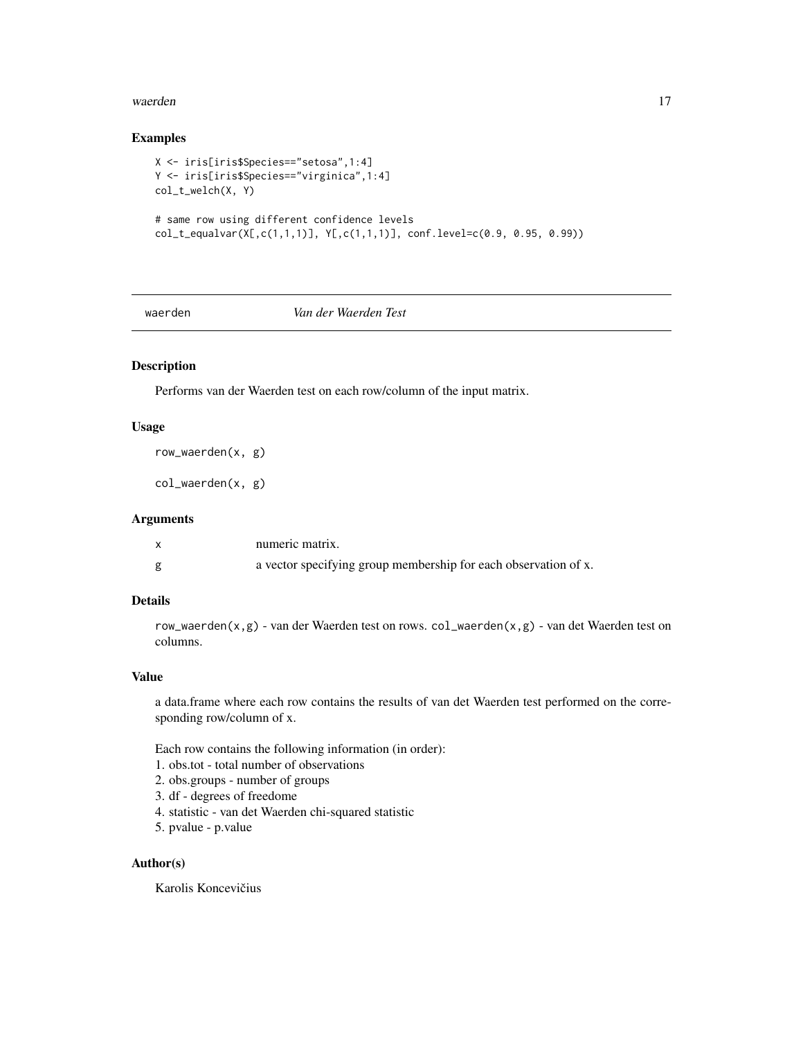## Examples

```
X <- iris[iris$Species=="setosa",1:4]
Y <- iris[iris$Species=="virginica",1:4]
col_t_welch(X, Y)

# same row using different confidence levels
col_t_equalvar(X[,c(1,1,1)], Y[,c(1,1,1)], conf.level=c(0.9, 0.95, 0.99))
```

---

# waerden — *Van der Waerden Test*

---

## Description

Performs van der Waerden test on each row/column of the input matrix.

## Usage

```
row_waerden(x, g)

col_waerden(x, g)
```

## Arguments

| | |
|---|---|
| x | numeric matrix. |
| g | a vector specifying group membership for each observation of x. |

## Details

`row_waerden(x,g)` - van der Waerden test on rows. `col_waerden(x,g)` - van det Waerden test on columns.

## Value

a data.frame where each row contains the results of van det Waerden test performed on the corresponding row/column of x.

Each row contains the following information (in order):
1. obs.tot - total number of observations
2. obs.groups - number of groups
3. df - degrees of freedome
4. statistic - van det Waerden chi-squared statistic
5. pvalue - p.value

## Author(s)

Karolis Koncevičius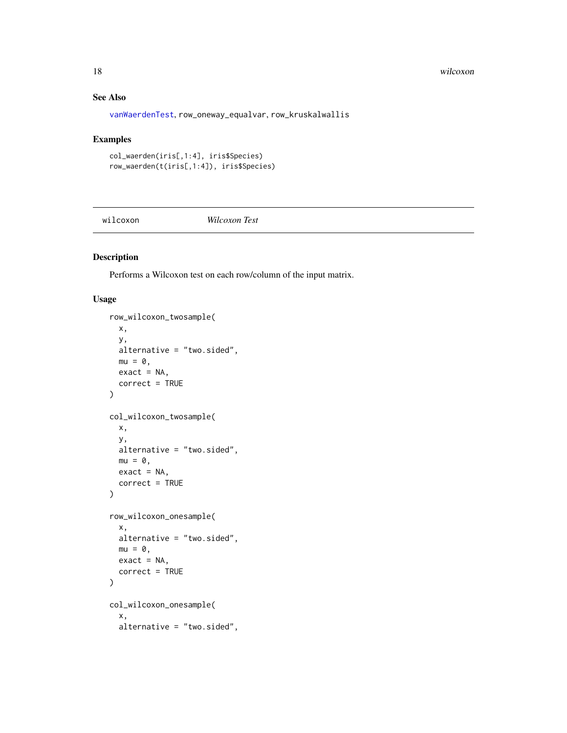### See Also

vanWaerdenTest, row_oneway_equalvar, row_kruskalwallis

### Examples

```
col_waerden(iris[,1:4], iris$Species)
row_waerden(t(iris[,1:4]), iris$Species)
```

## wilcoxon *Wilcoxon Test*

### Description

Performs a Wilcoxon test on each row/column of the input matrix.

### Usage

```
row_wilcoxon_twosample(
  x,
  y,
  alternative = "two.sided",
  mu = 0,
  exact = NA,
  correct = TRUE
)

col_wilcoxon_twosample(
  x,
  y,
  alternative = "two.sided",
  mu = 0,
  exact = NA,
  correct = TRUE
)

row_wilcoxon_onesample(
  x,
  alternative = "two.sided",
  mu = 0,
  exact = NA,
  correct = TRUE
)

col_wilcoxon_onesample(
  x,
  alternative = "two.sided",
```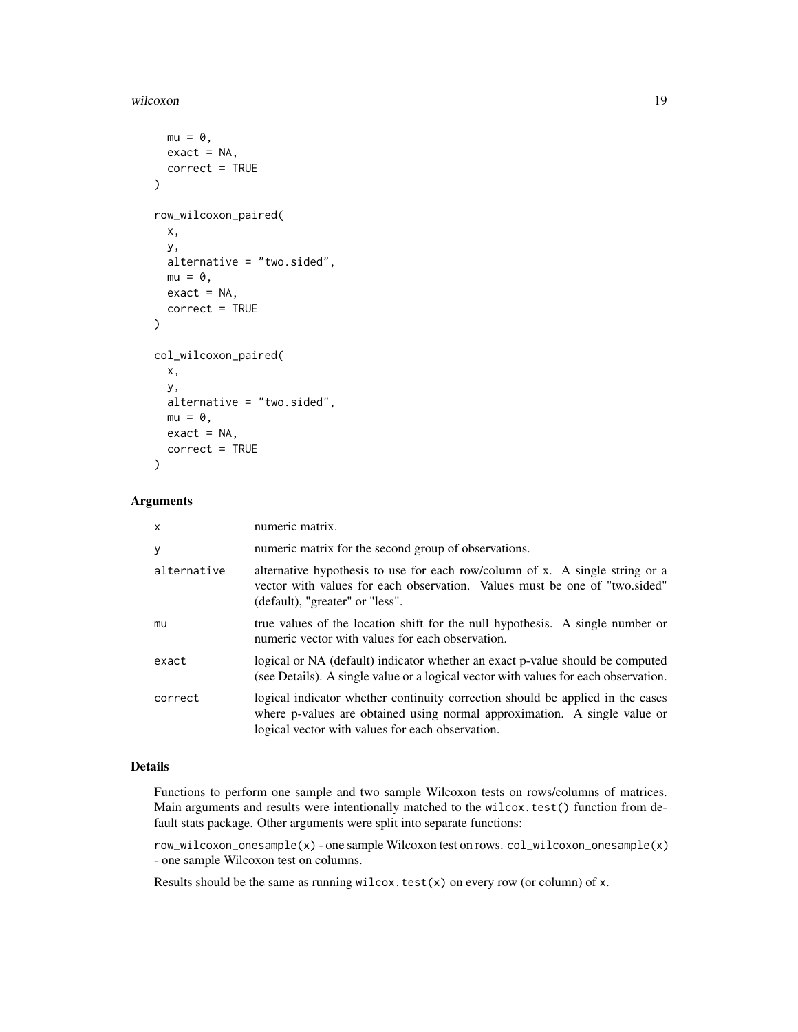```
  mu = 0,
  exact = NA,
  correct = TRUE
)

row_wilcoxon_paired(
  x,
  y,
  alternative = "two.sided",
  mu = 0,
  exact = NA,
  correct = TRUE
)

col_wilcoxon_paired(
  x,
  y,
  alternative = "two.sided",
  mu = 0,
  exact = NA,
  correct = TRUE
)
```

## Arguments

| | |
|---|---|
| `x` | numeric matrix. |
| `y` | numeric matrix for the second group of observations. |
| `alternative` | alternative hypothesis to use for each row/column of x. A single string or a vector with values for each observation. Values must be one of "two.sided" (default), "greater" or "less". |
| `mu` | true values of the location shift for the null hypothesis. A single number or numeric vector with values for each observation. |
| `exact` | logical or NA (default) indicator whether an exact p-value should be computed (see Details). A single value or a logical vector with values for each observation. |
| `correct` | logical indicator whether continuity correction should be applied in the cases where p-values are obtained using normal approximation. A single value or logical vector with values for each observation. |

## Details

Functions to perform one sample and two sample Wilcoxon tests on rows/columns of matrices. Main arguments and results were intentionally matched to the `wilcox.test()` function from default stats package. Other arguments were split into separate functions:

`row_wilcoxon_onesample(x)` - one sample Wilcoxon test on rows. `col_wilcoxon_onesample(x)` - one sample Wilcoxon test on columns.

Results should be the same as running `wilcox.test(x)` on every row (or column) of `x`.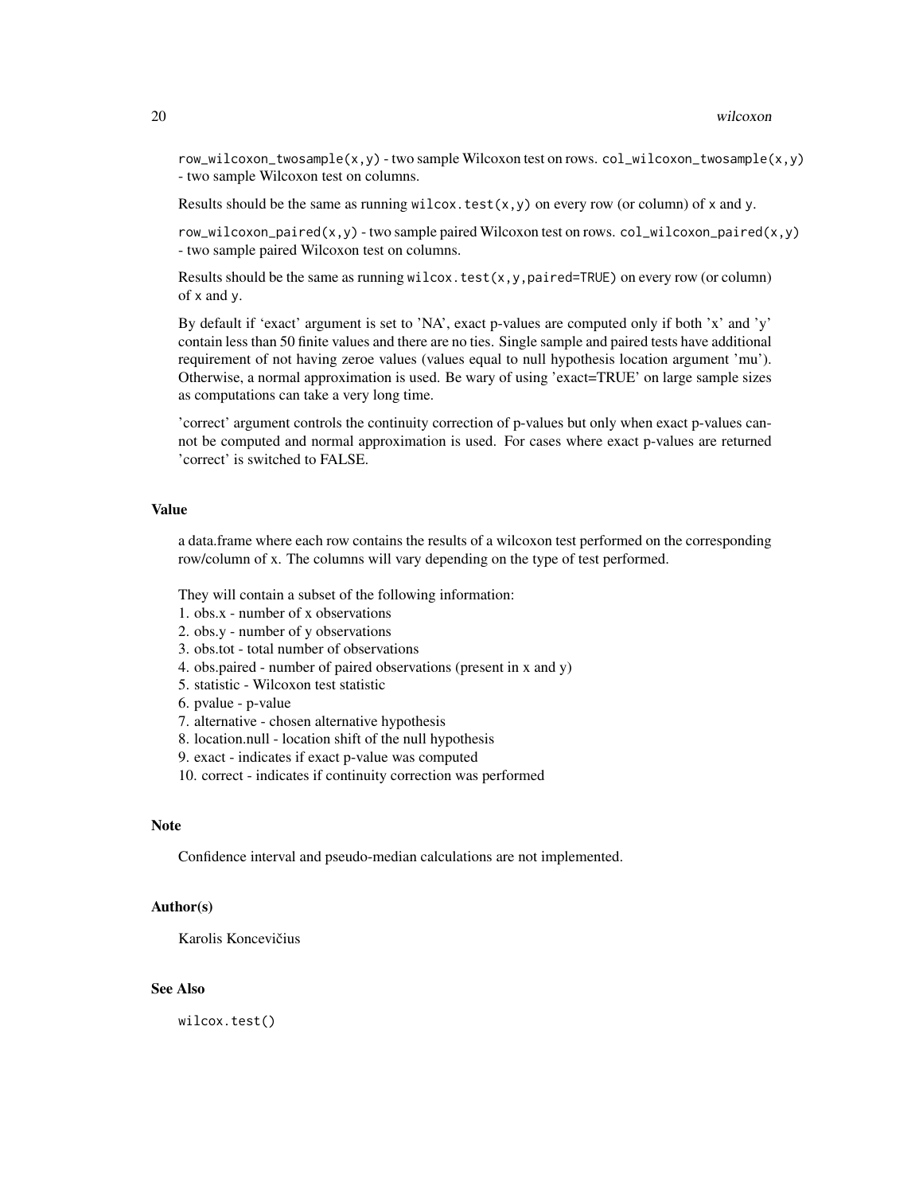`row_wilcoxon_twosample(x,y)` - two sample Wilcoxon test on rows. `col_wilcoxon_twosample(x,y)` - two sample Wilcoxon test on columns.

Results should be the same as running `wilcox.test(x,y)` on every row (or column) of `x` and `y`.

`row_wilcoxon_paired(x,y)` - two sample paired Wilcoxon test on rows. `col_wilcoxon_paired(x,y)` - two sample paired Wilcoxon test on columns.

Results should be the same as running `wilcox.test(x,y,paired=TRUE)` on every row (or column) of `x` and `y`.

By default if 'exact' argument is set to 'NA', exact p-values are computed only if both 'x' and 'y' contain less than 50 finite values and there are no ties. Single sample and paired tests have additional requirement of not having zeroe values (values equal to null hypothesis location argument 'mu'). Otherwise, a normal approximation is used. Be wary of using 'exact=TRUE' on large sample sizes as computations can take a very long time.

'correct' argument controls the continuity correction of p-values but only when exact p-values cannot be computed and normal approximation is used. For cases where exact p-values are returned 'correct' is switched to FALSE.

### Value

a data.frame where each row contains the results of a wilcoxon test performed on the corresponding row/column of x. The columns will vary depending on the type of test performed.

They will contain a subset of the following information:
1. obs.x - number of x observations
2. obs.y - number of y observations
3. obs.tot - total number of observations
4. obs.paired - number of paired observations (present in x and y)
5. statistic - Wilcoxon test statistic
6. pvalue - p-value
7. alternative - chosen alternative hypothesis
8. location.null - location shift of the null hypothesis
9. exact - indicates if exact p-value was computed
10. correct - indicates if continuity correction was performed

### Note

Confidence interval and pseudo-median calculations are not implemented.

### Author(s)

Karolis Koncevičius

### See Also

`wilcox.test()`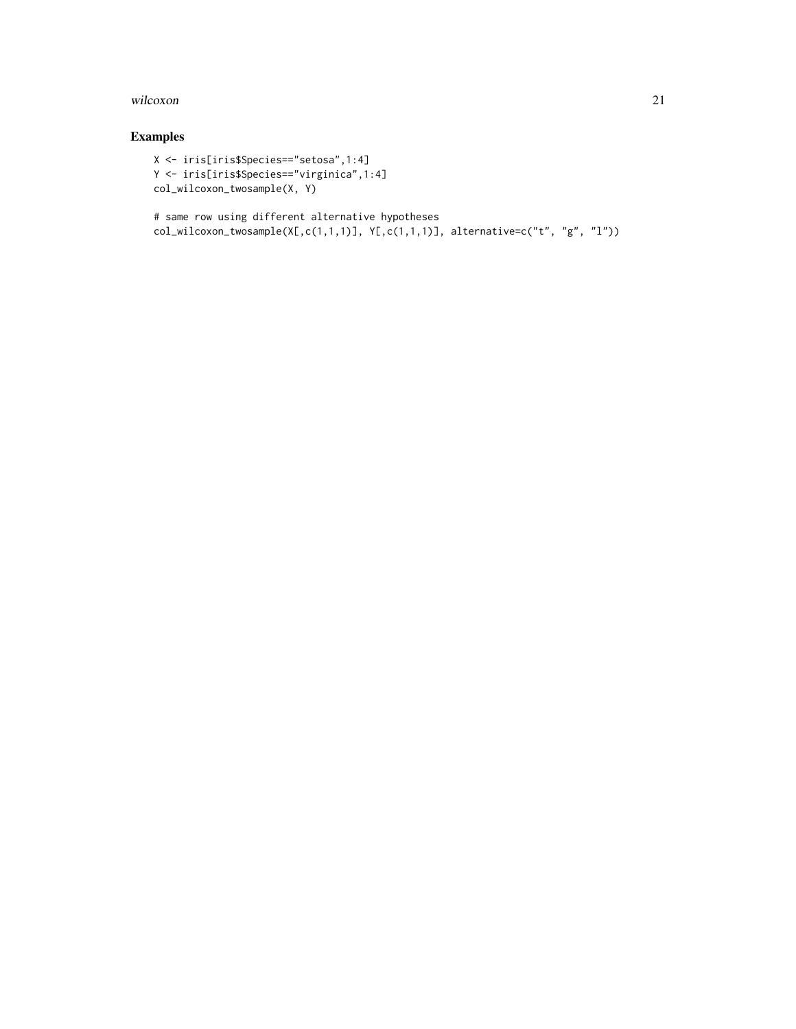## Examples

```
X <- iris[iris$Species=="setosa",1:4]
Y <- iris[iris$Species=="virginica",1:4]
col_wilcoxon_twosample(X, Y)

# same row using different alternative hypotheses
col_wilcoxon_twosample(X[,c(1,1,1)], Y[,c(1,1,1)], alternative=c("t", "g", "l"))
```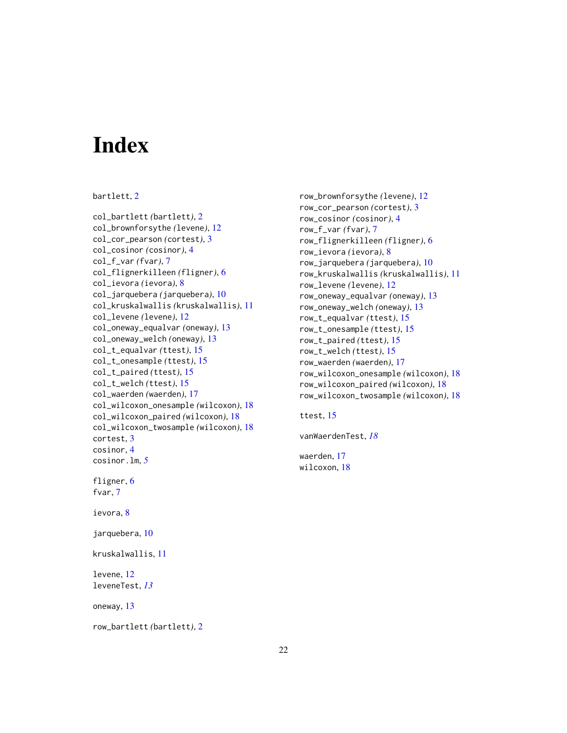# Index

bartlett, 2

col_bartlett (bartlett), 2
col_brownforsythe (levene), 12
col_cor_pearson (cortest), 3
col_cosinor (cosinor), 4
col_f_var (fvar), 7
col_flignerkilleen (fligner), 6
col_ievora (ievora), 8
col_jarquebera (jarquebera), 10
col_kruskalwallis (kruskalwallis), 11
col_levene (levene), 12
col_oneway_equalvar (oneway), 13
col_oneway_welch (oneway), 13
col_t_equalvar (ttest), 15
col_t_onesample (ttest), 15
col_t_paired (ttest), 15
col_t_welch (ttest), 15
col_waerden (waerden), 17
col_wilcoxon_onesample (wilcoxon), 18
col_wilcoxon_paired (wilcoxon), 18
col_wilcoxon_twosample (wilcoxon), 18
cortest, 3
cosinor, 4
cosinor.lm, *5*

fligner, 6
fvar, 7

ievora, 8

jarquebera, 10

kruskalwallis, 11

levene, 12
leveneTest, *13*

oneway, 13

row_bartlett (bartlett), 2
row_brownforsythe (levene), 12
row_cor_pearson (cortest), 3
row_cosinor (cosinor), 4
row_f_var (fvar), 7
row_flignerkilleen (fligner), 6
row_ievora (ievora), 8
row_jarquebera (jarquebera), 10
row_kruskalwallis (kruskalwallis), 11
row_levene (levene), 12
row_oneway_equalvar (oneway), 13
row_oneway_welch (oneway), 13
row_t_equalvar (ttest), 15
row_t_onesample (ttest), 15
row_t_paired (ttest), 15
row_t_welch (ttest), 15
row_waerden (waerden), 17
row_wilcoxon_onesample (wilcoxon), 18
row_wilcoxon_paired (wilcoxon), 18
row_wilcoxon_twosample (wilcoxon), 18

ttest, 15

vanWaerdenTest, *18*

waerden, 17
wilcoxon, 18